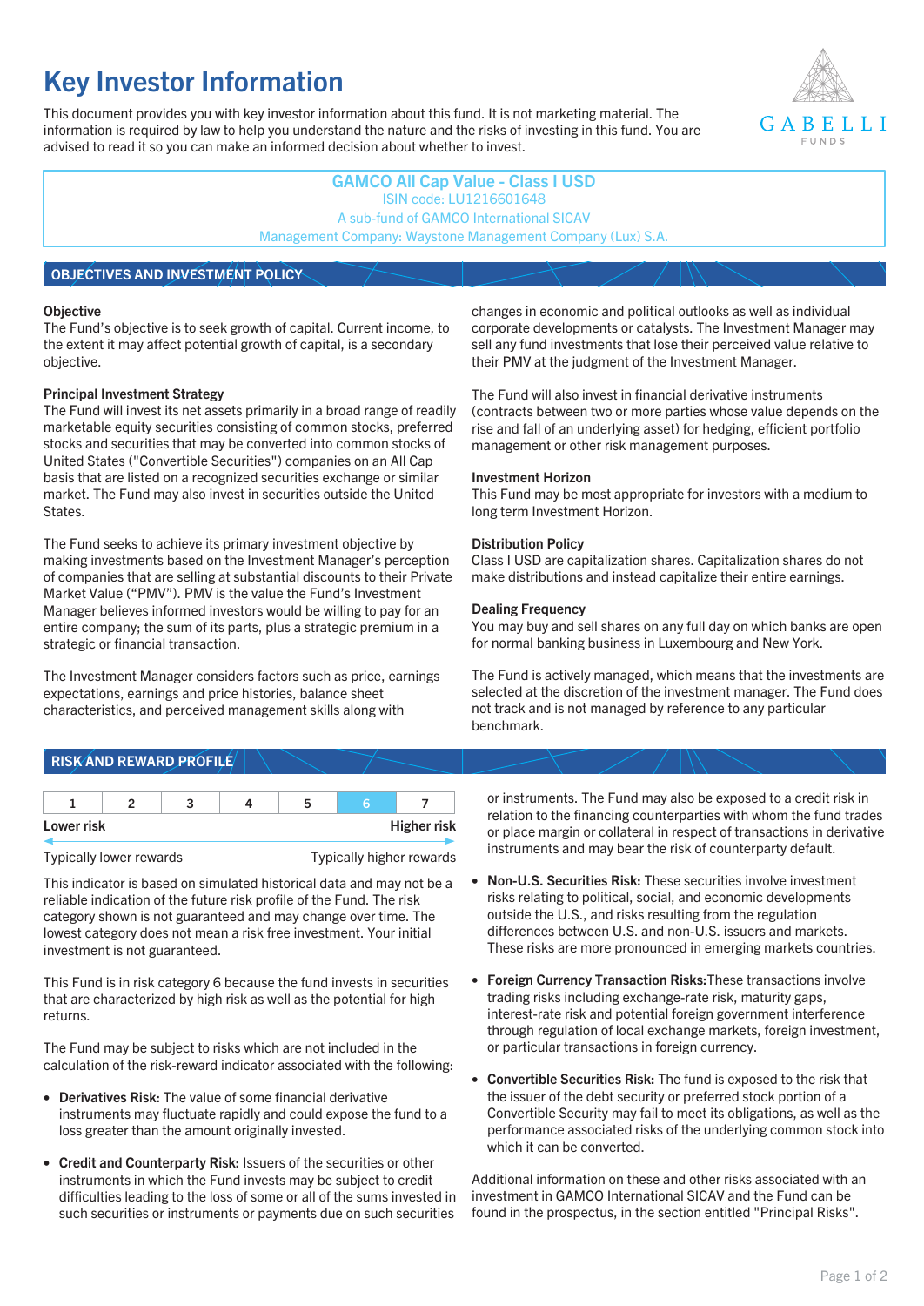# Key Investor Information

This document provides you with key investor information about this fund. It is not marketing material. The information is required by law to help you understand the nature and the risks of investing in this fund. You are advised to read it so you can make an informed decision about whether to invest.

**GAMCO All Cap Value - Class I USD**
ISIN code: LU1216601648
A sub-fund of GAMCO International SICAV
Management Company: Waystone Management Company (Lux) S.A.

## OBJECTIVES AND INVESTMENT POLICY

### Objective

The Fund's objective is to seek growth of capital. Current income, to the extent it may affect potential growth of capital, is a secondary objective.

### Principal Investment Strategy

The Fund will invest its net assets primarily in a broad range of readily marketable equity securities consisting of common stocks, preferred stocks and securities that may be converted into common stocks of United States ("Convertible Securities") companies on an All Cap basis that are listed on a recognized securities exchange or similar market. The Fund may also invest in securities outside the United States.

The Fund seeks to achieve its primary investment objective by making investments based on the Investment Manager's perception of companies that are selling at substantial discounts to their Private Market Value ("PMV"). PMV is the value the Fund's Investment Manager believes informed investors would be willing to pay for an entire company; the sum of its parts, plus a strategic premium in a strategic or financial transaction.

The Investment Manager considers factors such as price, earnings expectations, earnings and price histories, balance sheet characteristics, and perceived management skills along with changes in economic and political outlooks as well as individual corporate developments or catalysts. The Investment Manager may sell any fund investments that lose their perceived value relative to their PMV at the judgment of the Investment Manager.

The Fund will also invest in financial derivative instruments (contracts between two or more parties whose value depends on the rise and fall of an underlying asset) for hedging, efficient portfolio management or other risk management purposes.

### Investment Horizon

This Fund may be most appropriate for investors with a medium to long term Investment Horizon.

### Distribution Policy

Class I USD are capitalization shares. Capitalization shares do not make distributions and instead capitalize their entire earnings.

### Dealing Frequency

You may buy and sell shares on any full day on which banks are open for normal banking business in Luxembourg and New York.

The Fund is actively managed, which means that the investments are selected at the discretion of the investment manager. The Fund does not track and is not managed by reference to any particular benchmark.

## RISK AND REWARD PROFILE

| 1 | 2 | 3 | 4 | 5 | **6** | 7 |
|---|---|---|---|---|---|---|

Lower risk — Higher risk

Typically lower rewards — Typically higher rewards

This indicator is based on simulated historical data and may not be a reliable indication of the future risk profile of the Fund. The risk category shown is not guaranteed and may change over time. The lowest category does not mean a risk free investment. Your initial investment is not guaranteed.

This Fund is in risk category 6 because the fund invests in securities that are characterized by high risk as well as the potential for high returns.

The Fund may be subject to risks which are not included in the calculation of the risk-reward indicator associated with the following:

- **Derivatives Risk:** The value of some financial derivative instruments may fluctuate rapidly and could expose the fund to a loss greater than the amount originally invested.
- **Credit and Counterparty Risk:** Issuers of the securities or other instruments in which the Fund invests may be subject to credit difficulties leading to the loss of some or all of the sums invested in such securities or payments due on such securities or instruments. The Fund may also be exposed to a credit risk in relation to the financing counterparties with whom the fund trades or place margin or collateral in respect of transactions in derivative instruments and may bear the risk of counterparty default.
- **Non-U.S. Securities Risk:** These securities involve investment risks relating to political, social, and economic developments outside the U.S., and risks resulting from the regulation differences between U.S. and non-U.S. issuers and markets. These risks are more pronounced in emerging markets countries.
- **Foreign Currency Transaction Risks:**These transactions involve trading risks including exchange-rate risk, maturity gaps, interest-rate risk and potential foreign government interference through regulation of local exchange markets, foreign investment, or particular transactions in foreign currency.
- **Convertible Securities Risk:** The fund is exposed to the risk that the issuer of the debt security or preferred stock portion of a Convertible Security may fail to meet its obligations, as well as the performance associated risks of the underlying common stock into which it can be converted.

Additional information on these and other risks associated with an investment in GAMCO International SICAV and the Fund can be found in the prospectus, in the section entitled "Principal Risks".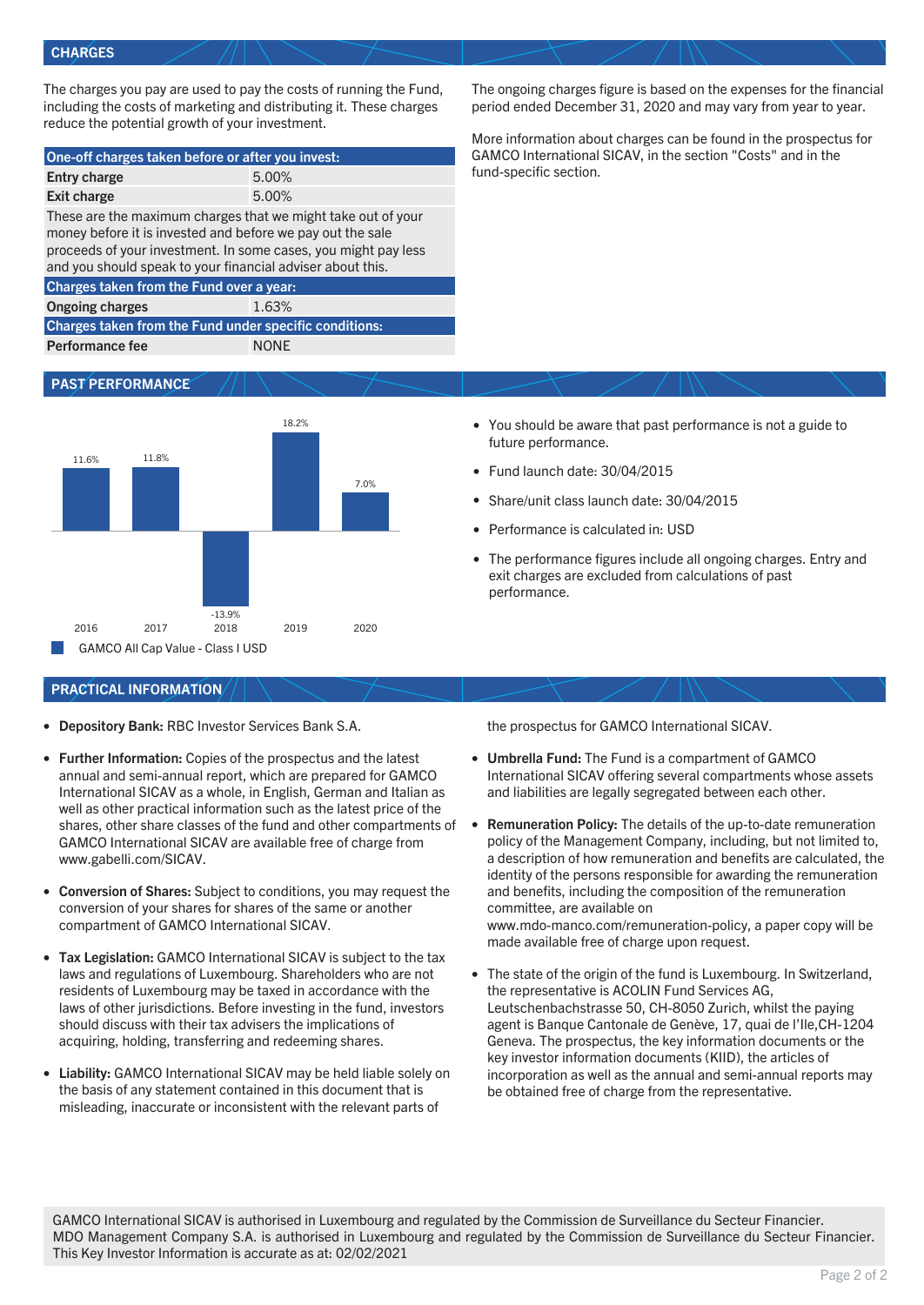## CHARGES

The charges you pay are used to pay the costs of running the Fund, including the costs of marketing and distributing it. These charges reduce the potential growth of your investment.

| One-off charges taken before or after you invest: | |
|---|---|
| **Entry charge** | 5.00% |
| **Exit charge** | 5.00% |
| These are the maximum charges that we might take out of your money before it is invested and before we pay out the sale proceeds of your investment. In some cases, you might pay less and you should speak to your financial adviser about this. | |
| **Charges taken from the Fund over a year:** | |
| **Ongoing charges** | 1.63% |
| **Charges taken from the Fund under specific conditions:** | |
| **Performance fee** | NONE |

The ongoing charges figure is based on the expenses for the financial period ended December 31, 2020 and may vary from year to year.

More information about charges can be found in the prospectus for GAMCO International SICAV, in the section "Costs" and in the fund-specific section.

## PAST PERFORMANCE

11.6%
11.8%
-13.9%
18.2%
7.0%

2016 2017 2018 2019 2020

GAMCO All Cap Value - Class I USD

- You should be aware that past performance is not a guide to future performance.
- Fund launch date: 30/04/2015
- Share/unit class launch date: 30/04/2015
- Performance is calculated in: USD
- The performance figures include all ongoing charges. Entry and exit charges are excluded from calculations of past performance.

## PRACTICAL INFORMATION

- **Depository Bank:** RBC Investor Services Bank S.A.
- **Further Information:** Copies of the prospectus and the latest annual and semi-annual report, which are prepared for GAMCO International SICAV as a whole, in English, German and Italian as well as other practical information such as the latest price of the shares, other share classes of the fund and other compartments of GAMCO International SICAV are available free of charge from www.gabelli.com/SICAV.
- **Conversion of Shares:** Subject to conditions, you may request the conversion of your shares for shares of the same or another compartment of GAMCO International SICAV.
- **Tax Legislation:** GAMCO International SICAV is subject to the tax laws and regulations of Luxembourg. Shareholders who are not residents of Luxembourg may be taxed in accordance with the laws of other jurisdictions. Before investing in the fund, investors should discuss with their tax advisers the implications of acquiring, holding, transferring and redeeming shares.
- **Liability:** GAMCO International SICAV may be held liable solely on the basis of any statement contained in this document that is misleading, inaccurate or inconsistent with the relevant parts of the prospectus for GAMCO International SICAV.
- **Umbrella Fund:** The Fund is a compartment of GAMCO International SICAV offering several compartments whose assets and liabilities are legally segregated between each other.
- **Remuneration Policy:** The details of the up-to-date remuneration policy of the Management Company, including, but not limited to, a description of how remuneration and benefits are calculated, the identity of the persons responsible for awarding the remuneration and benefits, including the composition of the remuneration committee, are available on www.mdo-manco.com/remuneration-policy, a paper copy will be made available free of charge upon request.
- The state of the origin of the fund is Luxembourg. In Switzerland, the representative is ACOLIN Fund Services AG, Leutschenbachstrasse 50, CH-8050 Zurich, whilst the paying agent is Banque Cantonale de Genève, 17, quai de l'Ile,CH-1204 Geneva. The prospectus, the key information documents or the key investor information documents (KIID), the articles of incorporation as well as the annual and semi-annual reports may be obtained free of charge from the representative.

GAMCO International SICAV is authorised in Luxembourg and regulated by the Commission de Surveillance du Secteur Financier.
MDO Management Company S.A. is authorised in Luxembourg and regulated by the Commission de Surveillance du Secteur Financier.
This Key Investor Information is accurate as at: 02/02/2021